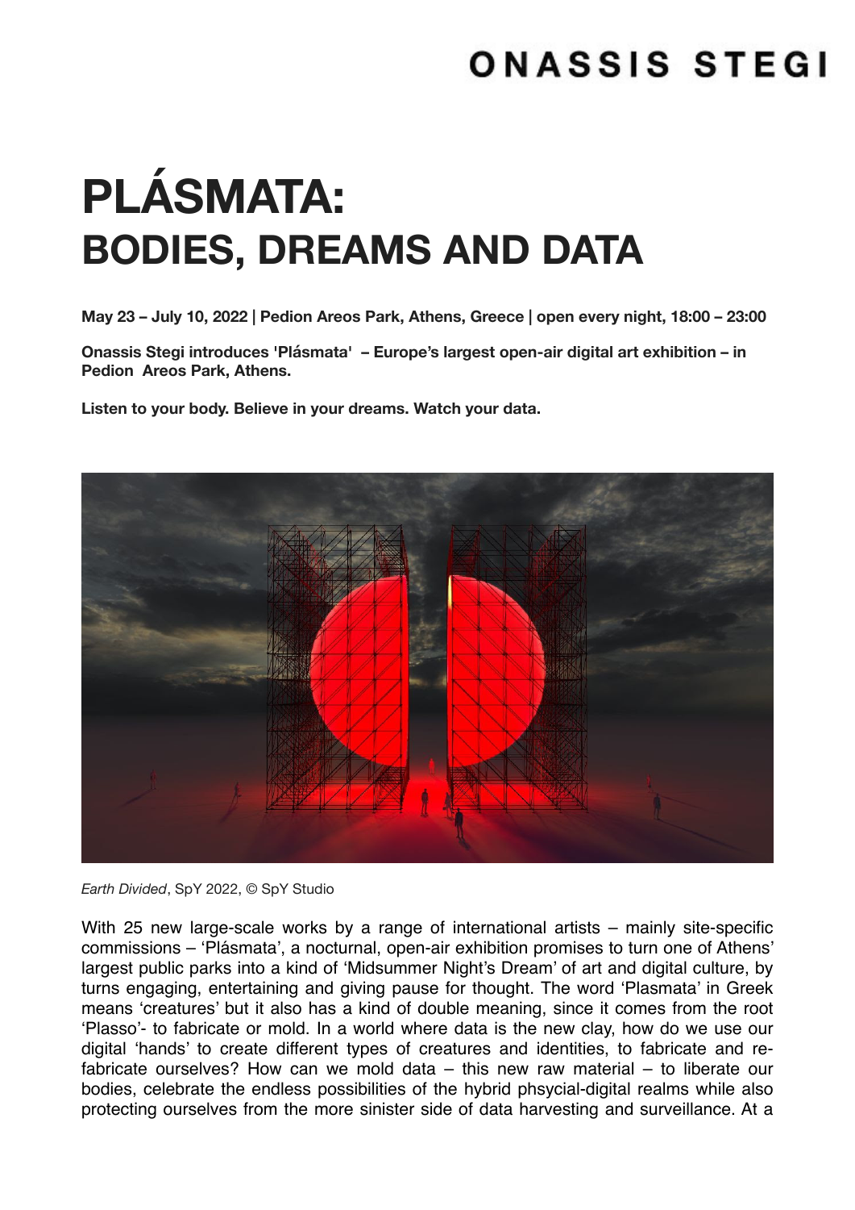ONASSIS STEGI

# PLÁSMATA:
## BODIES, DREAMS AND DATA

**May 23 – July 10, 2022 | Pedion Areos Park, Athens, Greece | open every night, 18:00 – 23:00**

**Onassis Stegi introduces 'Plásmata' – Europe's largest open-air digital art exhibition – in Pedion Areos Park, Athens.**

**Listen to your body. Believe in your dreams. Watch your data.**

*Earth Divided*, SpY 2022, © SpY Studio

With 25 new large-scale works by a range of international artists – mainly site-specific commissions – 'Plásmata', a nocturnal, open-air exhibition promises to turn one of Athens' largest public parks into a kind of 'Midsummer Night's Dream' of art and digital culture, by turns engaging, entertaining and giving pause for thought. The word 'Plasmata' in Greek means 'creatures' but it also has a kind of double meaning, since it comes from the root 'Plasso'- to fabricate or mold. In a world where data is the new clay, how do we use our digital 'hands' to create different types of creatures and identities, to fabricate and re-fabricate ourselves? How can we mold data – this new raw material – to liberate our bodies, celebrate the endless possibilities of the hybrid phsycial-digital realms while also protecting ourselves from the more sinister side of data harvesting and surveillance. At a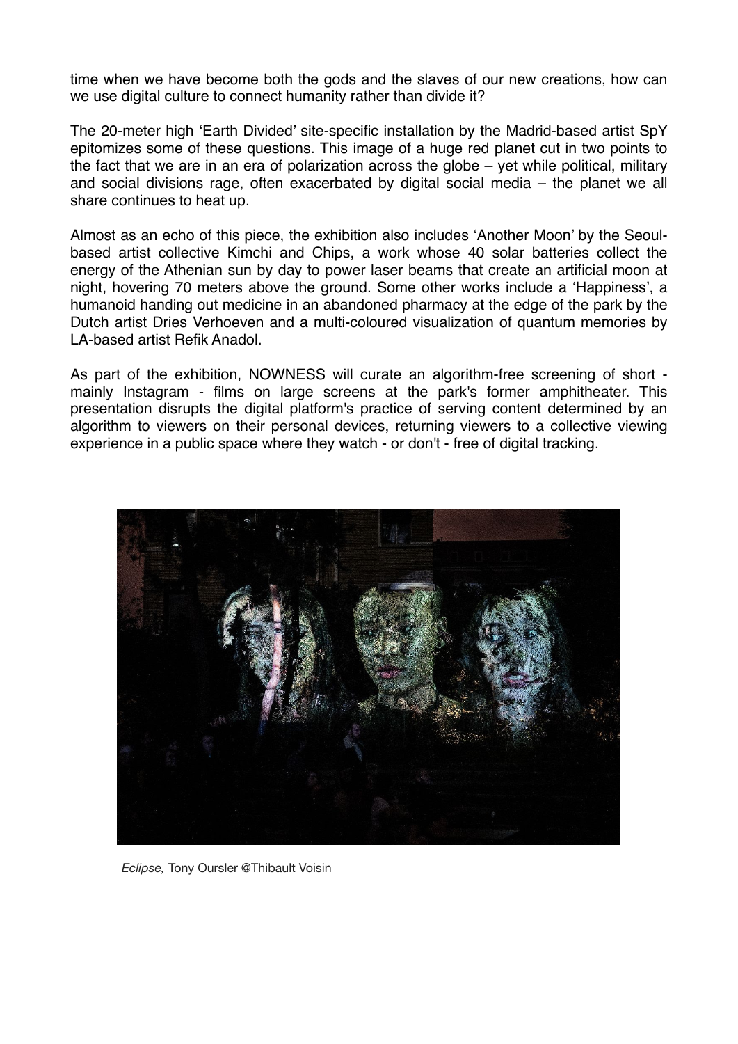time when we have become both the gods and the slaves of our new creations, how can we use digital culture to connect humanity rather than divide it?

The 20-meter high 'Earth Divided' site-specific installation by the Madrid-based artist SpY epitomizes some of these questions. This image of a huge red planet cut in two points to the fact that we are in an era of polarization across the globe – yet while political, military and social divisions rage, often exacerbated by digital social media – the planet we all share continues to heat up.

Almost as an echo of this piece, the exhibition also includes 'Another Moon' by the Seoul-based artist collective Kimchi and Chips, a work whose 40 solar batteries collect the energy of the Athenian sun by day to power laser beams that create an artificial moon at night, hovering 70 meters above the ground. Some other works include a 'Happiness', a humanoid handing out medicine in an abandoned pharmacy at the edge of the park by the Dutch artist Dries Verhoeven and a multi-coloured visualization of quantum memories by LA-based artist Refik Anadol.

As part of the exhibition, NOWNESS will curate an algorithm-free screening of short - mainly Instagram - films on large screens at the park's former amphitheater. This presentation disrupts the digital platform's practice of serving content determined by an algorithm to viewers on their personal devices, returning viewers to a collective viewing experience in a public space where they watch - or don't - free of digital tracking.

*Eclipse,* Tony Oursler @Thibault Voisin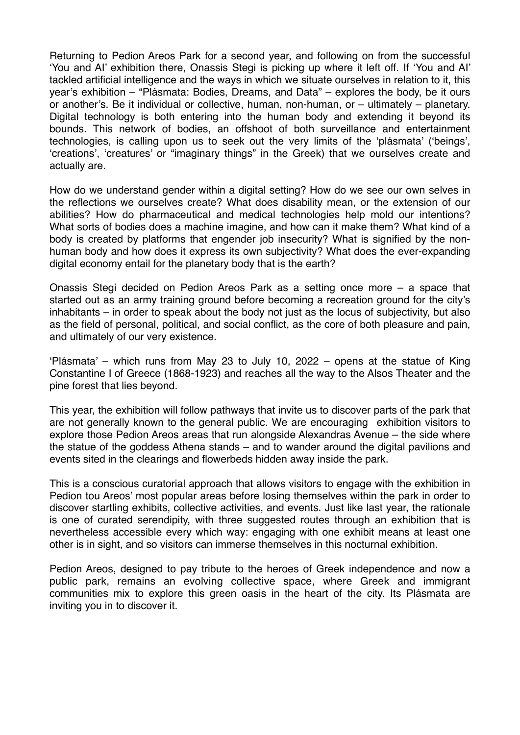Returning to Pedion Areos Park for a second year, and following on from the successful 'You and AI' exhibition there, Onassis Stegi is picking up where it left off. If 'You and AI' tackled artificial intelligence and the ways in which we situate ourselves in relation to it, this year's exhibition – "Plásmata: Bodies, Dreams, and Data" – explores the body, be it ours or another's. Be it individual or collective, human, non-human, or – ultimately – planetary. Digital technology is both entering into the human body and extending it beyond its bounds. This network of bodies, an offshoot of both surveillance and entertainment technologies, is calling upon us to seek out the very limits of the 'plásmata' ('beings', 'creations', 'creatures' or "imaginary things" in the Greek) that we ourselves create and actually are.

How do we understand gender within a digital setting? How do we see our own selves in the reflections we ourselves create? What does disability mean, or the extension of our abilities? How do pharmaceutical and medical technologies help mold our intentions? What sorts of bodies does a machine imagine, and how can it make them? What kind of a body is created by platforms that engender job insecurity? What is signified by the non-human body and how does it express its own subjectivity? What does the ever-expanding digital economy entail for the planetary body that is the earth?

Onassis Stegi decided on Pedion Areos Park as a setting once more – a space that started out as an army training ground before becoming a recreation ground for the city's inhabitants – in order to speak about the body not just as the locus of subjectivity, but also as the field of personal, political, and social conflict, as the core of both pleasure and pain, and ultimately of our very existence.

'Plásmata' – which runs from May 23 to July 10, 2022 – opens at the statue of King Constantine I of Greece (1868-1923) and reaches all the way to the Alsos Theater and the pine forest that lies beyond.

This year, the exhibition will follow pathways that invite us to discover parts of the park that are not generally known to the general public. We are encouraging exhibition visitors to explore those Pedion Areos areas that run alongside Alexandras Avenue – the side where the statue of the goddess Athena stands – and to wander around the digital pavilions and events sited in the clearings and flowerbeds hidden away inside the park.

This is a conscious curatorial approach that allows visitors to engage with the exhibition in Pedion tou Areos' most popular areas before losing themselves within the park in order to discover startling exhibits, collective activities, and events. Just like last year, the rationale is one of curated serendipity, with three suggested routes through an exhibition that is nevertheless accessible every which way: engaging with one exhibit means at least one other is in sight, and so visitors can immerse themselves in this nocturnal exhibition.

Pedion Areos, designed to pay tribute to the heroes of Greek independence and now a public park, remains an evolving collective space, where Greek and immigrant communities mix to explore this green oasis in the heart of the city. Its Plásmata are inviting you in to discover it.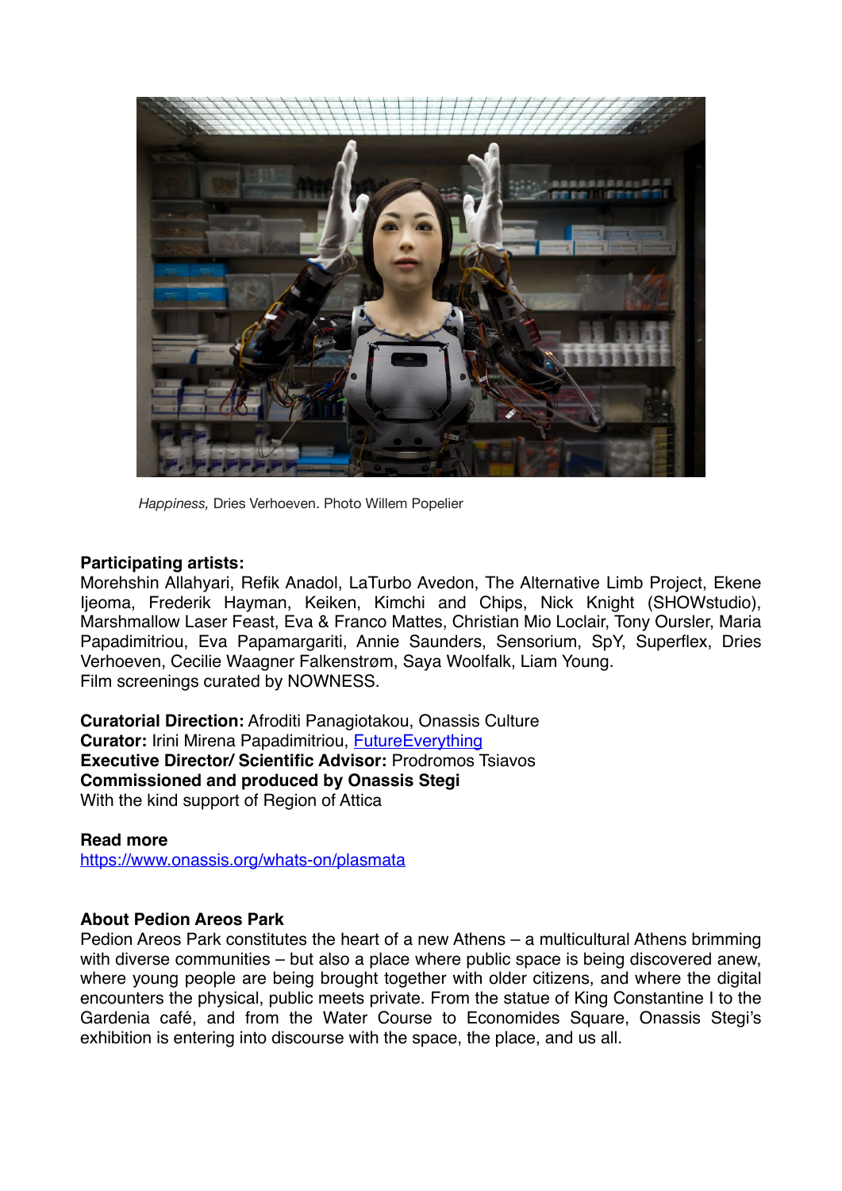*Happiness,* Dries Verhoeven. Photo Willem Popelier

**Participating artists:**
Morehshin Allahyari, Refik Anadol, LaTurbo Avedon, The Alternative Limb Project, Ekene Ijeoma, Frederik Hayman, Keiken, Kimchi and Chips, Nick Knight (SHOWstudio), Marshmallow Laser Feast, Eva & Franco Mattes, Christian Mio Loclair, Tony Oursler, Maria Papadimitriou, Eva Papamargariti, Annie Saunders, Sensorium, SpY, Superflex, Dries Verhoeven, Cecilie Waagner Falkenstrøm, Saya Woolfalk, Liam Young.
Film screenings curated by NOWNESS.

**Curatorial Direction:** Afroditi Panagiotakou, Onassis Culture
**Curator:** Irini Mirena Papadimitriou, [FutureEverything]
**Executive Director/ Scientific Advisor:** Prodromos Tsiavos
**Commissioned and produced by Onassis Stegi**
With the kind support of Region of Attica

**Read more**
https://www.onassis.org/whats-on/plasmata

**About Pedion Areos Park**
Pedion Areos Park constitutes the heart of a new Athens – a multicultural Athens brimming with diverse communities – but also a place where public space is being discovered anew, where young people are being brought together with older citizens, and where the digital encounters the physical, public meets private. From the statue of King Constantine I to the Gardenia café, and from the Water Course to Economides Square, Onassis Stegi's exhibition is entering into discourse with the space, the place, and us all.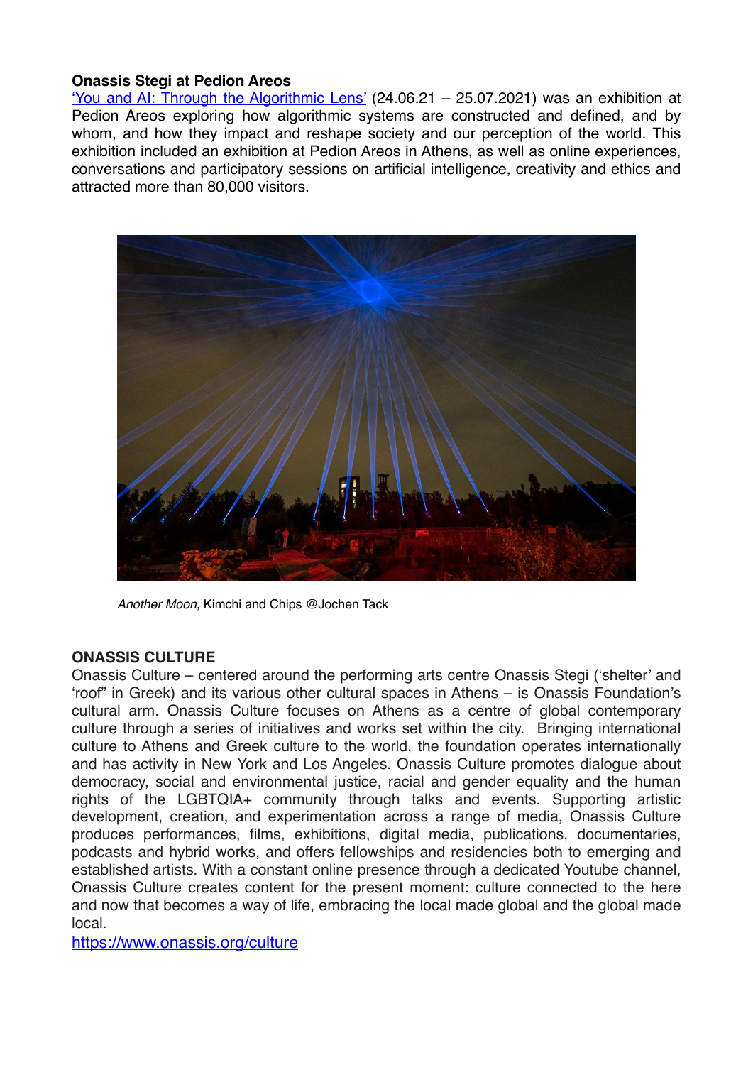**Onassis Stegi at Pedion Areos**

'You and AI: Through the Algorithmic Lens' (24.06.21 – 25.07.2021) was an exhibition at Pedion Areos exploring how algorithmic systems are constructed and defined, and by whom, and how they impact and reshape society and our perception of the world. This exhibition included an exhibition at Pedion Areos in Athens, as well as online experiences, conversations and participatory sessions on artificial intelligence, creativity and ethics and attracted more than 80,000 visitors.

*Another Moon*, Kimchi and Chips @Jochen Tack

**ONASSIS CULTURE**

Onassis Culture – centered around the performing arts centre Onassis Stegi ('shelter' and 'roof" in Greek) and its various other cultural spaces in Athens – is Onassis Foundation's cultural arm. Onassis Culture focuses on Athens as a centre of global contemporary culture through a series of initiatives and works set within the city. Bringing international culture to Athens and Greek culture to the world, the foundation operates internationally and has activity in New York and Los Angeles. Onassis Culture promotes dialogue about democracy, social and environmental justice, racial and gender equality and the human rights of the LGBTQIA+ community through talks and events. Supporting artistic development, creation, and experimentation across a range of media, Onassis Culture produces performances, films, exhibitions, digital media, publications, documentaries, podcasts and hybrid works, and offers fellowships and residencies both to emerging and established artists. With a constant online presence through a dedicated Youtube channel, Onassis Culture creates content for the present moment: culture connected to the here and now that becomes a way of life, embracing the local made global and the global made local.

https://www.onassis.org/culture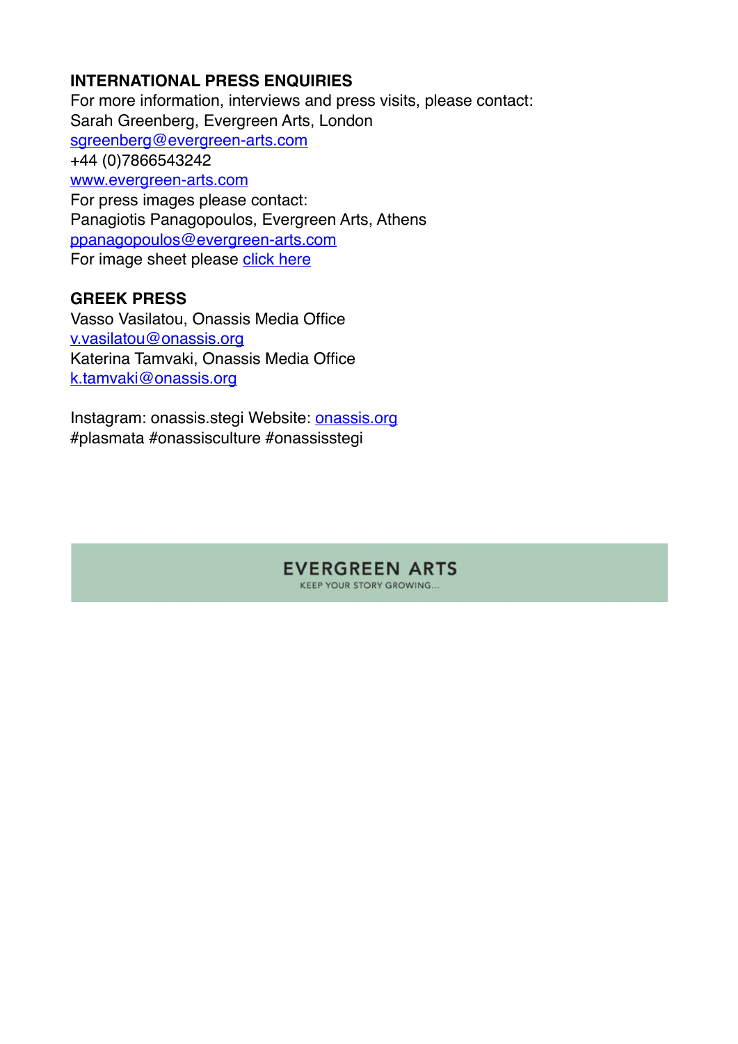**INTERNATIONAL PRESS ENQUIRIES**

For more information, interviews and press visits, please contact:
Sarah Greenberg, Evergreen Arts, London
sgreenberg@evergreen-arts.com
+44 (0)7866543242
www.evergreen-arts.com
For press images please contact:
Panagiotis Panagopoulos, Evergreen Arts, Athens
ppanagopoulos@evergreen-arts.com
For image sheet please click here

**GREEK PRESS**

Vasso Vasilatou, Onassis Media Office
v.vasilatou@onassis.org
Katerina Tamvaki, Onassis Media Office
k.tamvaki@onassis.org

Instagram: onassis.stegi Website: onassis.org
#plasmata #onassisculture #onassisstegi

EVERGREEN ARTS
KEEP YOUR STORY GROWING...